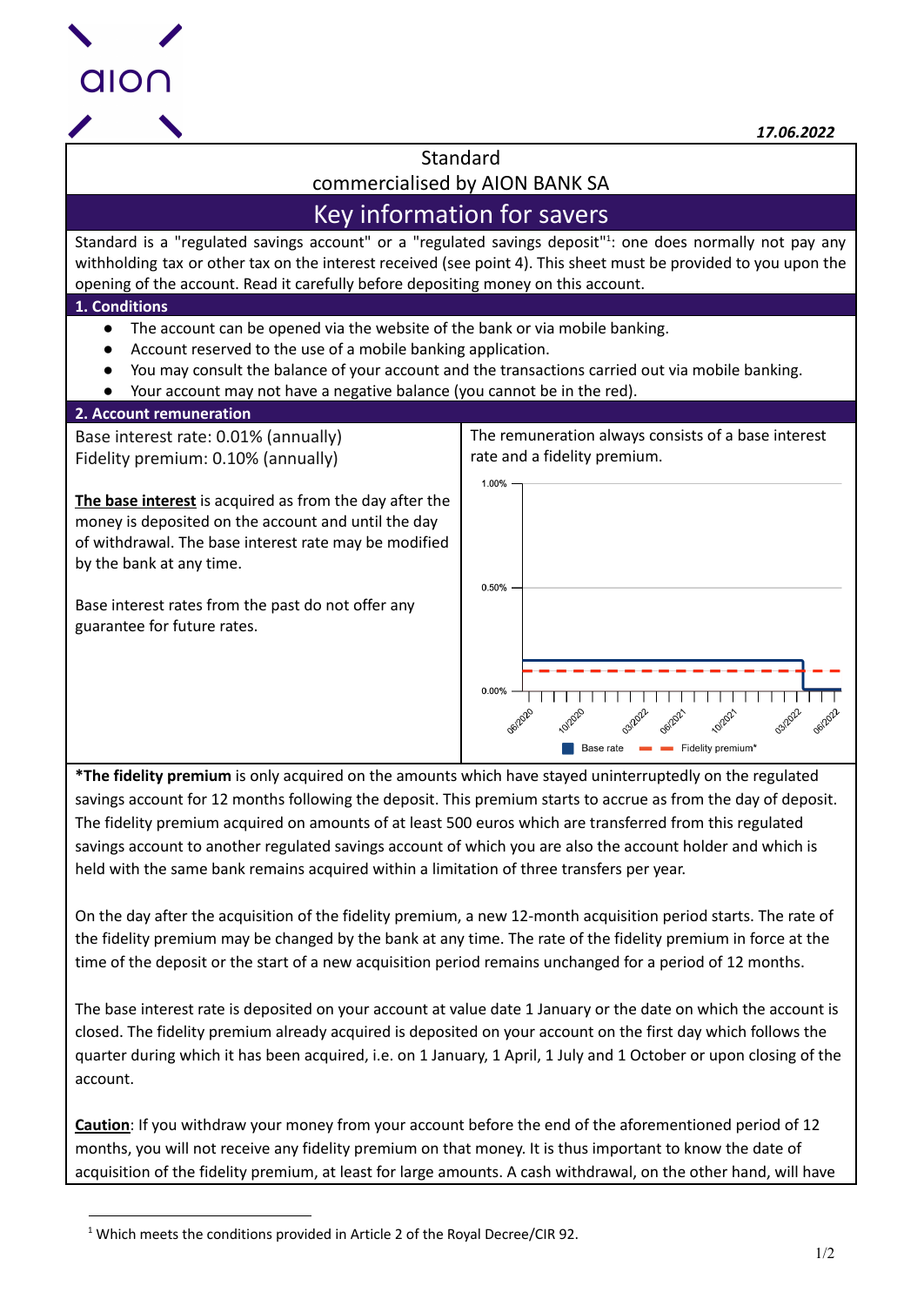aion

*17.06.2022*

Standard
commercialised by AION BANK SA

# Key information for savers

Standard is a "regulated savings account" or a "regulated savings deposit"[1]: one does normally not pay any withholding tax or other tax on the interest received (see point 4). This sheet must be provided to you upon the opening of the account. Read it carefully before depositing money on this account.

## 1. Conditions

- The account can be opened via the website of the bank or via mobile banking.
- Account reserved to the use of a mobile banking application.
- You may consult the balance of your account and the transactions carried out via mobile banking.
- Your account may not have a negative balance (you cannot be in the red).

## 2. Account remuneration

Base interest rate: 0.01% (annually)
Fidelity premium: 0.10% (annually)

**The base interest** is acquired as from the day after the money is deposited on the account and until the day of withdrawal. The base interest rate may be modified by the bank at any time.

Base interest rates from the past do not offer any guarantee for future rates.

The remuneration always consists of a base interest rate and a fidelity premium.

**\*The fidelity premium** is only acquired on the amounts which have stayed uninterruptedly on the regulated savings account for 12 months following the deposit. This premium starts to accrue as from the day of deposit. The fidelity premium acquired on amounts of at least 500 euros which are transferred from this regulated savings account to another regulated savings account of which you are also the account holder and which is held with the same bank remains acquired within a limitation of three transfers per year.

On the day after the acquisition of the fidelity premium, a new 12-month acquisition period starts. The rate of the fidelity premium may be changed by the bank at any time. The rate of the fidelity premium in force at the time of the deposit or the start of a new acquisition period remains unchanged for a period of 12 months.

The base interest rate is deposited on your account at value date 1 January or the date on which the account is closed. The fidelity premium already acquired is deposited on your account on the first day which follows the quarter during which it has been acquired, i.e. on 1 January, 1 April, 1 July and 1 October or upon closing of the account.

**Caution**: If you withdraw your money from your account before the end of the aforementioned period of 12 months, you will not receive any fidelity premium on that money. It is thus important to know the date of acquisition of the fidelity premium, at least for large amounts. A cash withdrawal, on the other hand, will have

---

[1] Which meets the conditions provided in Article 2 of the Royal Decree/CIR 92.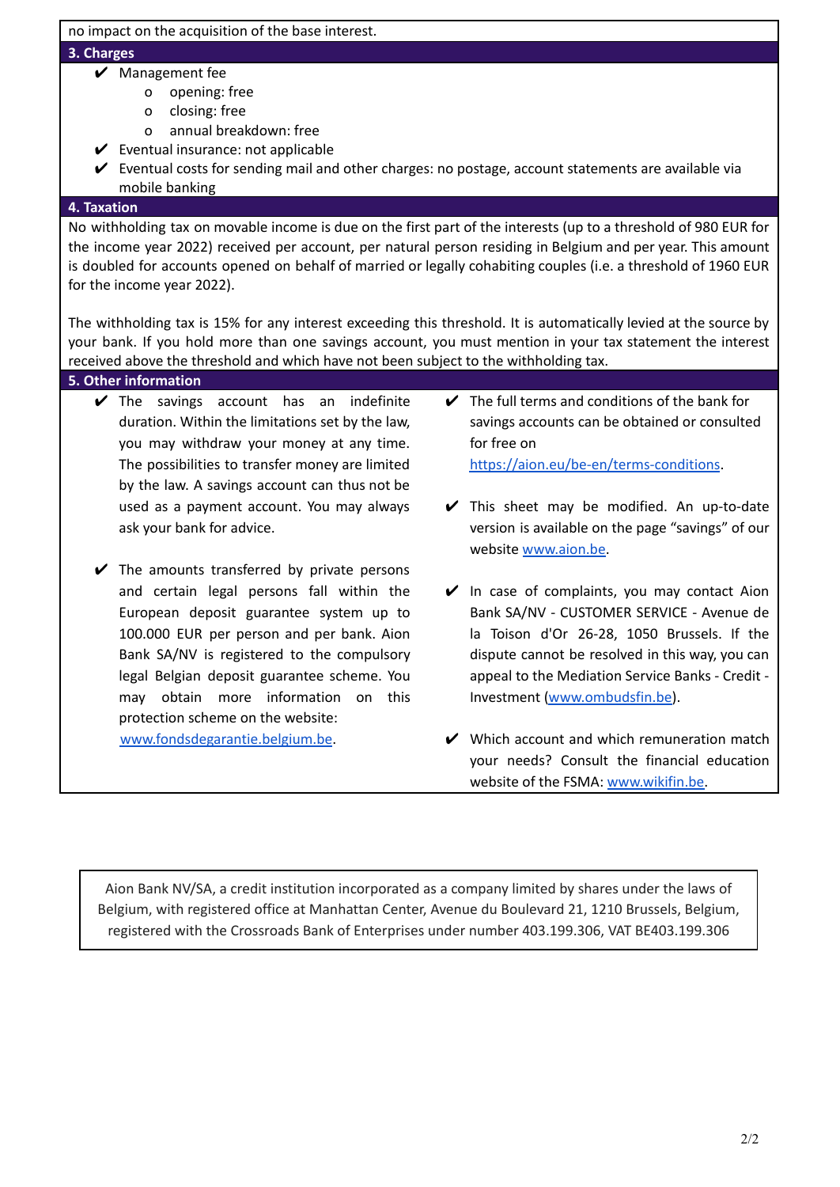no impact on the acquisition of the base interest.

## 3. Charges

- ✔ Management fee
  - o opening: free
  - o closing: free
  - o annual breakdown: free
- ✔ Eventual insurance: not applicable
- ✔ Eventual costs for sending mail and other charges: no postage, account statements are available via mobile banking

## 4. Taxation

No withholding tax on movable income is due on the first part of the interests (up to a threshold of 980 EUR for the income year 2022) received per account, per natural person residing in Belgium and per year. This amount is doubled for accounts opened on behalf of married or legally cohabiting couples (i.e. a threshold of 1960 EUR for the income year 2022).

The withholding tax is 15% for any interest exceeding this threshold. It is automatically levied at the source by your bank. If you hold more than one savings account, you must mention in your tax statement the interest received above the threshold and which have not been subject to the withholding tax.

## 5. Other information

- ✔ The savings account has an indefinite duration. Within the limitations set by the law, you may withdraw your money at any time. The possibilities to transfer money are limited by the law. A savings account can thus not be used as a payment account. You may always ask your bank for advice.
- ✔ The amounts transferred by private persons and certain legal persons fall within the European deposit guarantee system up to 100.000 EUR per person and per bank. Aion Bank SA/NV is registered to the compulsory legal Belgian deposit guarantee scheme. You may obtain more information on this protection scheme on the website: [www.fondsdegarantie.belgium.be](www.fondsdegarantie.belgium.be).
- ✔ The full terms and conditions of the bank for savings accounts can be obtained or consulted for free on [https://aion.eu/be-en/terms-conditions](https://aion.eu/be-en/terms-conditions).
- ✔ This sheet may be modified. An up-to-date version is available on the page "savings" of our website [www.aion.be](www.aion.be).
- ✔ In case of complaints, you may contact Aion Bank SA/NV - CUSTOMER SERVICE - Avenue de la Toison d'Or 26-28, 1050 Brussels. If the dispute cannot be resolved in this way, you can appeal to the Mediation Service Banks - Credit - Investment ([www.ombudsfin.be](www.ombudsfin.be)).
- ✔ Which account and which remuneration match your needs? Consult the financial education website of the FSMA: [www.wikifin.be](www.wikifin.be).

Aion Bank NV/SA, a credit institution incorporated as a company limited by shares under the laws of Belgium, with registered office at Manhattan Center, Avenue du Boulevard 21, 1210 Brussels, Belgium, registered with the Crossroads Bank of Enterprises under number 403.199.306, VAT BE403.199.306